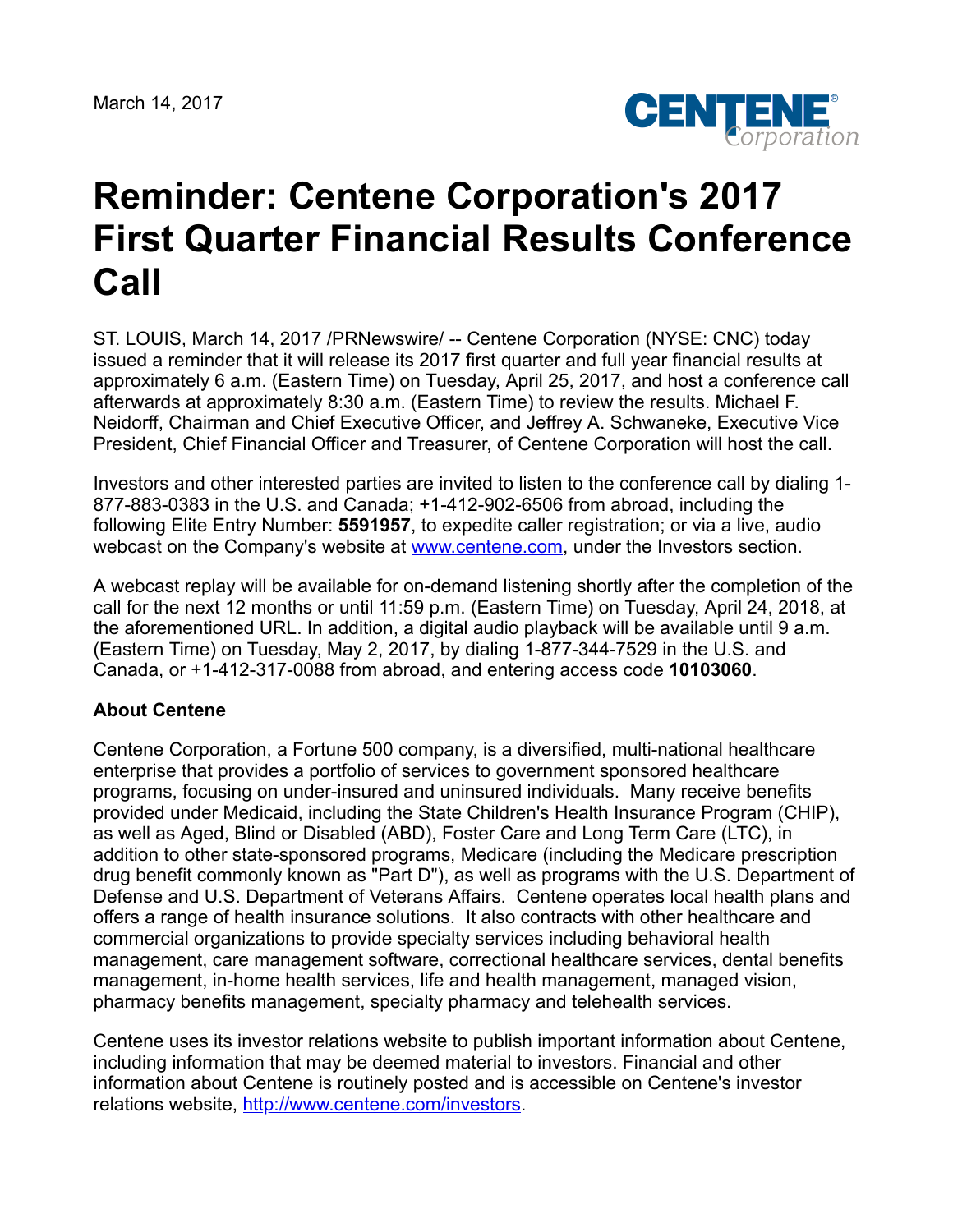March 14, 2017

# Reminder: Centene Corporation's 2017 First Quarter Financial Results Conference Call

ST. LOUIS, March 14, 2017 /PRNewswire/ -- Centene Corporation (NYSE: CNC) today issued a reminder that it will release its 2017 first quarter and full year financial results at approximately 6 a.m. (Eastern Time) on Tuesday, April 25, 2017, and host a conference call afterwards at approximately 8:30 a.m. (Eastern Time) to review the results. Michael F. Neidorff, Chairman and Chief Executive Officer, and Jeffrey A. Schwaneke, Executive Vice President, Chief Financial Officer and Treasurer, of Centene Corporation will host the call.

Investors and other interested parties are invited to listen to the conference call by dialing 1-877-883-0383 in the U.S. and Canada; +1-412-902-6506 from abroad, including the following Elite Entry Number: **5591957**, to expedite caller registration; or via a live, audio webcast on the Company's website at [www.centene.com](http://www.centene.com), under the Investors section.

A webcast replay will be available for on-demand listening shortly after the completion of the call for the next 12 months or until 11:59 p.m. (Eastern Time) on Tuesday, April 24, 2018, at the aforementioned URL. In addition, a digital audio playback will be available until 9 a.m. (Eastern Time) on Tuesday, May 2, 2017, by dialing 1-877-344-7529 in the U.S. and Canada, or +1-412-317-0088 from abroad, and entering access code **10103060**.

**About Centene**

Centene Corporation, a Fortune 500 company, is a diversified, multi-national healthcare enterprise that provides a portfolio of services to government sponsored healthcare programs, focusing on under-insured and uninsured individuals. Many receive benefits provided under Medicaid, including the State Children's Health Insurance Program (CHIP), as well as Aged, Blind or Disabled (ABD), Foster Care and Long Term Care (LTC), in addition to other state-sponsored programs, Medicare (including the Medicare prescription drug benefit commonly known as "Part D"), as well as programs with the U.S. Department of Defense and U.S. Department of Veterans Affairs. Centene operates local health plans and offers a range of health insurance solutions. It also contracts with other healthcare and commercial organizations to provide specialty services including behavioral health management, care management software, correctional healthcare services, dental benefits management, in-home health services, life and health management, managed vision, pharmacy benefits management, specialty pharmacy and telehealth services.

Centene uses its investor relations website to publish important information about Centene, including information that may be deemed material to investors. Financial and other information about Centene is routinely posted and is accessible on Centene's investor relations website, [http://www.centene.com/investors](http://www.centene.com/investors).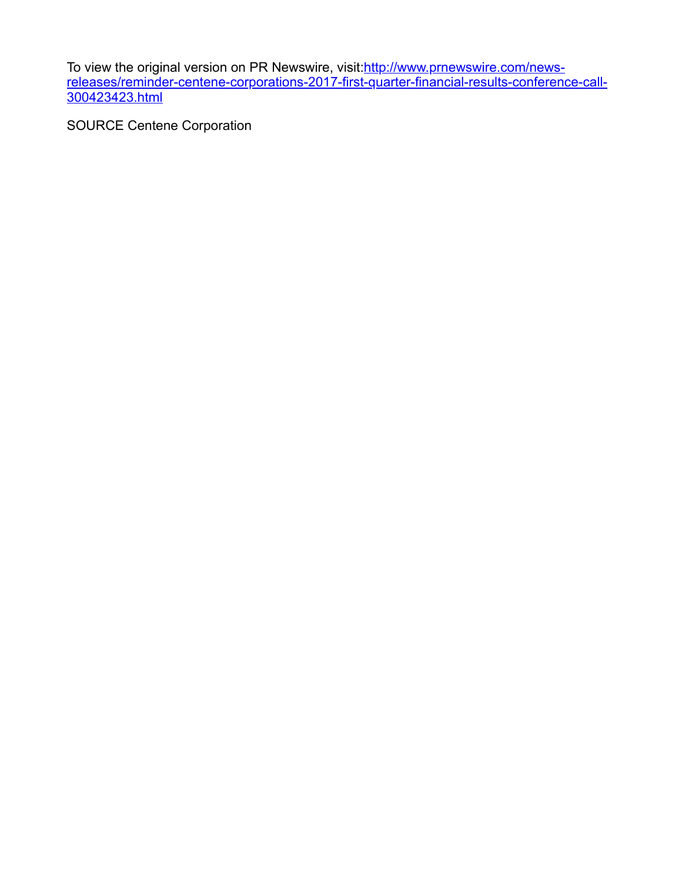To view the original version on PR Newswire, visit:[http://www.prnewswire.com/news-releases/reminder-centene-corporations-2017-first-quarter-financial-results-conference-call-300423423.html](http://www.prnewswire.com/news-releases/reminder-centene-corporations-2017-first-quarter-financial-results-conference-call-300423423.html)

SOURCE Centene Corporation